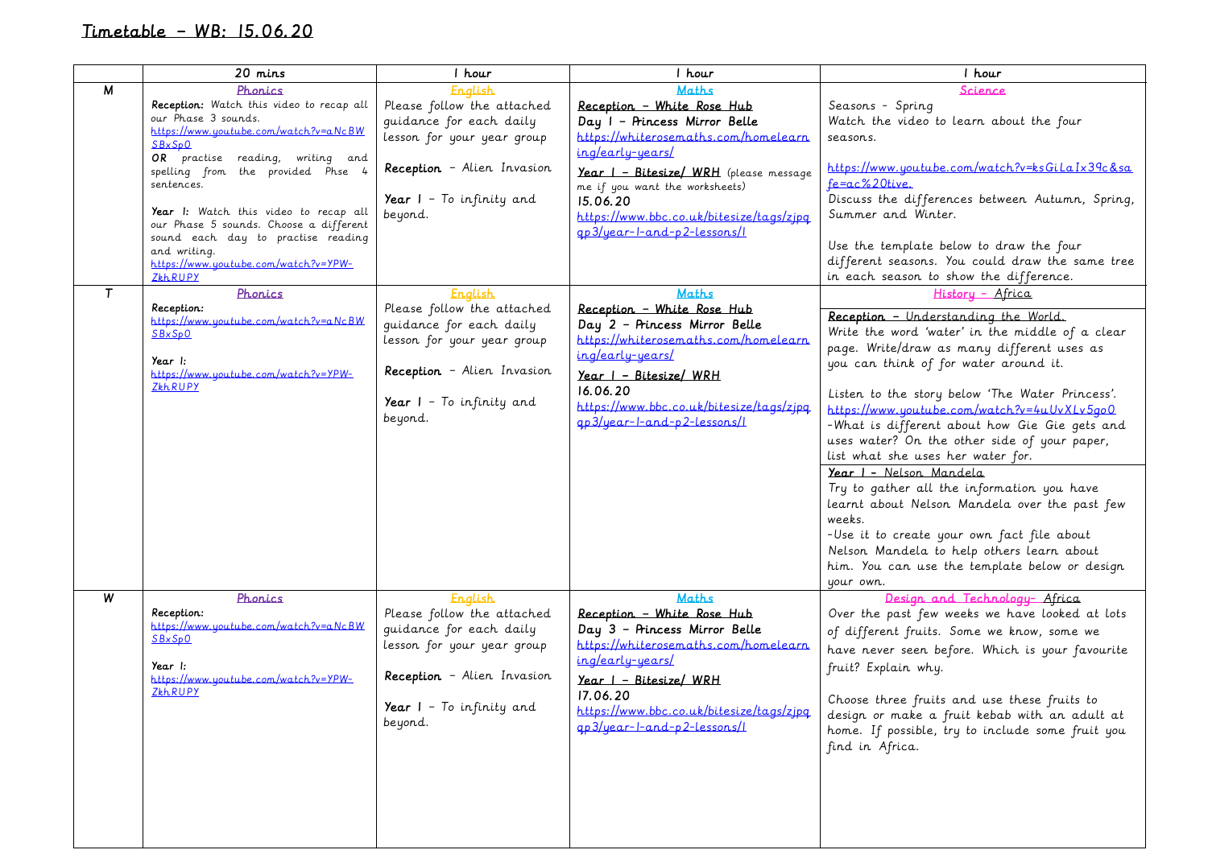# Timetable – WB: 15.06.20

| | 20 mins | 1 hour | 1 hour | 1 hour |
|---|---|---|---|---|
| M | **Phonics**<br>**Reception:** Watch this video to recap all our Phase 3 sounds.<br>https://www.youtube.com/watch?v=aNcBWSBxSp0<br>**OR** practise reading, writing and spelling from the provided Phse 4 sentences.<br><br>**Year 1:** Watch this video to recap all our Phase 5 sounds. Choose a different sound each day to practise reading and writing.<br>https://www.youtube.com/watch?v=YPW-ZkhRUPY | **English**<br>Please follow the attached guidance for each daily lesson for your year group<br><br>**Reception** – Alien Invasion<br><br>**Year 1** – To infinity and beyond. | **Maths**<br>**Reception – White Rose Hub**<br>**Day 1 – Princess Mirror Belle**<br>https://whiterosemaths.com/homelearning/early-years/<br>**Year 1 – Bitesize/ WRH** (please message me if you want the worksheets)<br>**15.06.20**<br>https://www.bbc.co.uk/bitesize/tags/zjpqqp3/year-1-and-p2-lessons/1 | **Science**<br>Seasons – Spring<br>Watch the video to learn about the four seasons.<br><br>https://www.youtube.com/watch?v=ksGiLaIx39c&safe=ac%20tive.<br>Discuss the differences between Autumn, Spring, Summer and Winter.<br><br>Use the template below to draw the four different seasons. You could draw the same tree in each season to show the difference. |
| T | **Phonics**<br>**Reception:**<br>https://www.youtube.com/watch?v=aNcBWSBxSp0<br><br>**Year 1:**<br>https://www.youtube.com/watch?v=YPW-ZkhRUPY | **English**<br>Please follow the attached guidance for each daily lesson for your year group<br><br>**Reception** – Alien Invasion<br><br>**Year 1** – To infinity and beyond. | **Maths**<br>**Reception – White Rose Hub**<br>**Day 2 – Princess Mirror Belle**<br>https://whiterosemaths.com/homelearning/early-years/<br>**Year 1 – Bitesize/ WRH**<br>**16.06.20**<br>https://www.bbc.co.uk/bitesize/tags/zjpqqp3/year-1-and-p2-lessons/1 | **History – Africa**<br>**Reception – Understanding the World.**<br>Write the word 'water' in the middle of a clear page. Write/draw as many different uses as you can think of for water around it.<br><br>Listen to the story below 'The Water Princess'.<br>https://www.youtube.com/watch?v=4uUvXLv5go0<br>-What is different about how Gie Gie gets and uses water? On the other side of your paper, list what she uses her water for.<br><br>**Year 1 – Nelson Mandela**<br>Try to gather all the information you have learnt about Nelson Mandela over the past few weeks.<br>-Use it to create your own fact file about Nelson Mandela to help others learn about him. You can use the template below or design your own. |
| W | **Phonics**<br>**Reception:**<br>https://www.youtube.com/watch?v=aNcBWSBxSp0<br><br>**Year 1:**<br>https://www.youtube.com/watch?v=YPW-ZkhRUPY | **English**<br>Please follow the attached guidance for each daily lesson for your year group<br><br>**Reception** – Alien Invasion<br><br>**Year 1** – To infinity and beyond. | **Maths**<br>**Reception – White Rose Hub**<br>**Day 3 – Princess Mirror Belle**<br>https://whiterosemaths.com/homelearning/early-years/<br>**Year 1 – Bitesize/ WRH**<br>**17.06.20**<br>https://www.bbc.co.uk/bitesize/tags/zjpqqp3/year-1-and-p2-lessons/1 | **Design and Technology- Africa**<br>Over the past few weeks we have looked at lots of different fruits. Some we know, some we have never seen before. Which is your favourite fruit? Explain why.<br><br>Choose three fruits and use these fruits to design or make a fruit kebab with an adult at home. If possible, try to include some fruit you find in Africa. |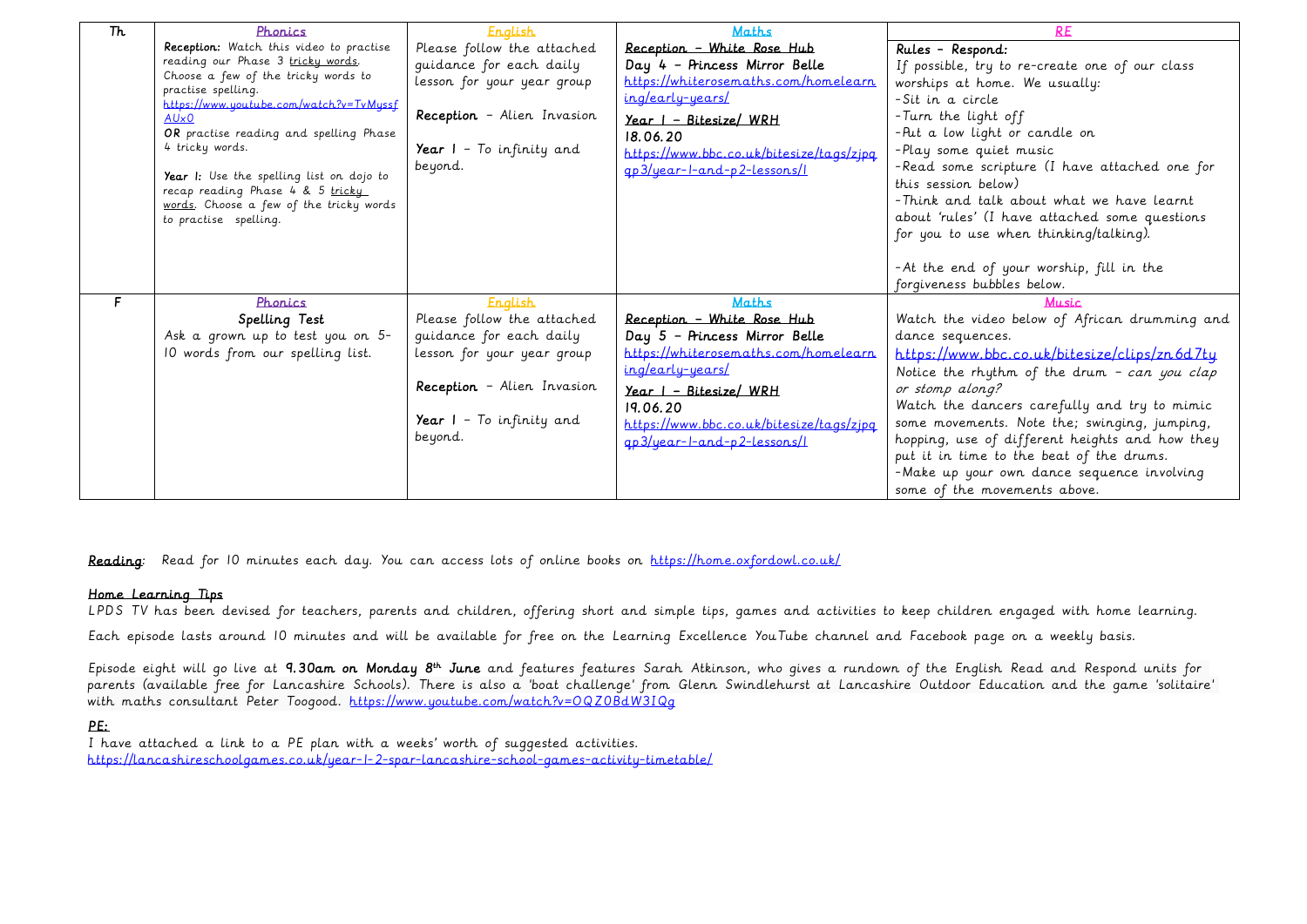| Th | Phonics | English | Maths | RE |
|---|---|---|---|---|
| Th | **Reception:** Watch this video to practise reading our Phase 3 tricky words. Choose a few of the tricky words to practise spelling. https://www.youtube.com/watch?v=TvMyssfAUx0 **OR** practise reading and spelling Phase 4 tricky words.<br><br>**Year 1:** Use the spelling list on dojo to recap reading Phase 4 & 5 tricky words. Choose a few of the tricky words to practise spelling. | Please follow the attached guidance for each daily lesson for your year group<br><br>**Reception** - Alien Invasion<br><br>**Year 1** - To infinity and beyond. | **Reception - White Rose Hub**<br>**Day 4 - Princess Mirror Belle**<br>https://whiterosemaths.com/homelearning/early-years/<br>**Year 1 - Bitesize/ WRH**<br>**18.06.20**<br>https://www.bbc.co.uk/bitesize/tags/zjpqqp3/year-1-and-p2-lessons/1 | **Rules - Respond:**<br>If possible, try to re-create one of our class worships at home. We usually:<br>-Sit in a circle<br>-Turn the light off<br>-Put a low light or candle on<br>-Play some quiet music<br>-Read some scripture (I have attached one for this session below)<br>-Think and talk about what we have learnt about 'rules' (I have attached some questions for you to use when thinking/talking).<br><br>-At the end of your worship, fill in the forgiveness bubbles below. |
| F | Phonics<br>Spelling Test<br>Ask a grown up to test you on 5-10 words from our spelling list. | English<br>Please follow the attached guidance for each daily lesson for your year group<br><br>**Reception** - Alien Invasion<br><br>**Year 1** - To infinity and beyond. | Maths<br>**Reception - White Rose Hub**<br>**Day 5 - Princess Mirror Belle**<br>https://whiterosemaths.com/homelearning/early-years/<br>**Year 1 - Bitesize/ WRH**<br>**19.06.20**<br>https://www.bbc.co.uk/bitesize/tags/zjpqqp3/year-1-and-p2-lessons/1 | Music<br>Watch the video below of African drumming and dance sequences.<br>https://www.bbc.co.uk/bitesize/clips/zn6d7ty<br>Notice the rhythm of the drum - *can you clap or stomp along?*<br>Watch the dancers carefully and try to mimic some movements. Note the; swinging, jumping, hopping, use of different heights and how they put it in time to the beat of the drums.<br>-Make up your own dance sequence involving some of the movements above. |

**Reading**: Read for 10 minutes each day. You can access lots of online books on https://home.oxfordowl.co.uk/

**Home Learning Tips**

LPDS TV has been devised for teachers, parents and children, offering short and simple tips, games and activities to keep children engaged with home learning.

Each episode lasts around 10 minutes and will be available for free on the Learning Excellence YouTube channel and Facebook page on a weekly basis.

Episode eight will go live at **9.30am on Monday 8th June** and features features Sarah Atkinson, who gives a rundown of the English Read and Respond units for parents (available free for Lancashire Schools). There is also a 'boat challenge' from Glenn Swindlehurst at Lancashire Outdoor Education and the game 'solitaire' with maths consultant Peter Toogood. https://www.youtube.com/watch?v=OQZ0BdW3IQg

**PE:**

I have attached a link to a PE plan with a weeks' worth of suggested activities.
https://lancashireschoolgames.co.uk/year-1-2-spar-lancashire-school-games-activity-timetable/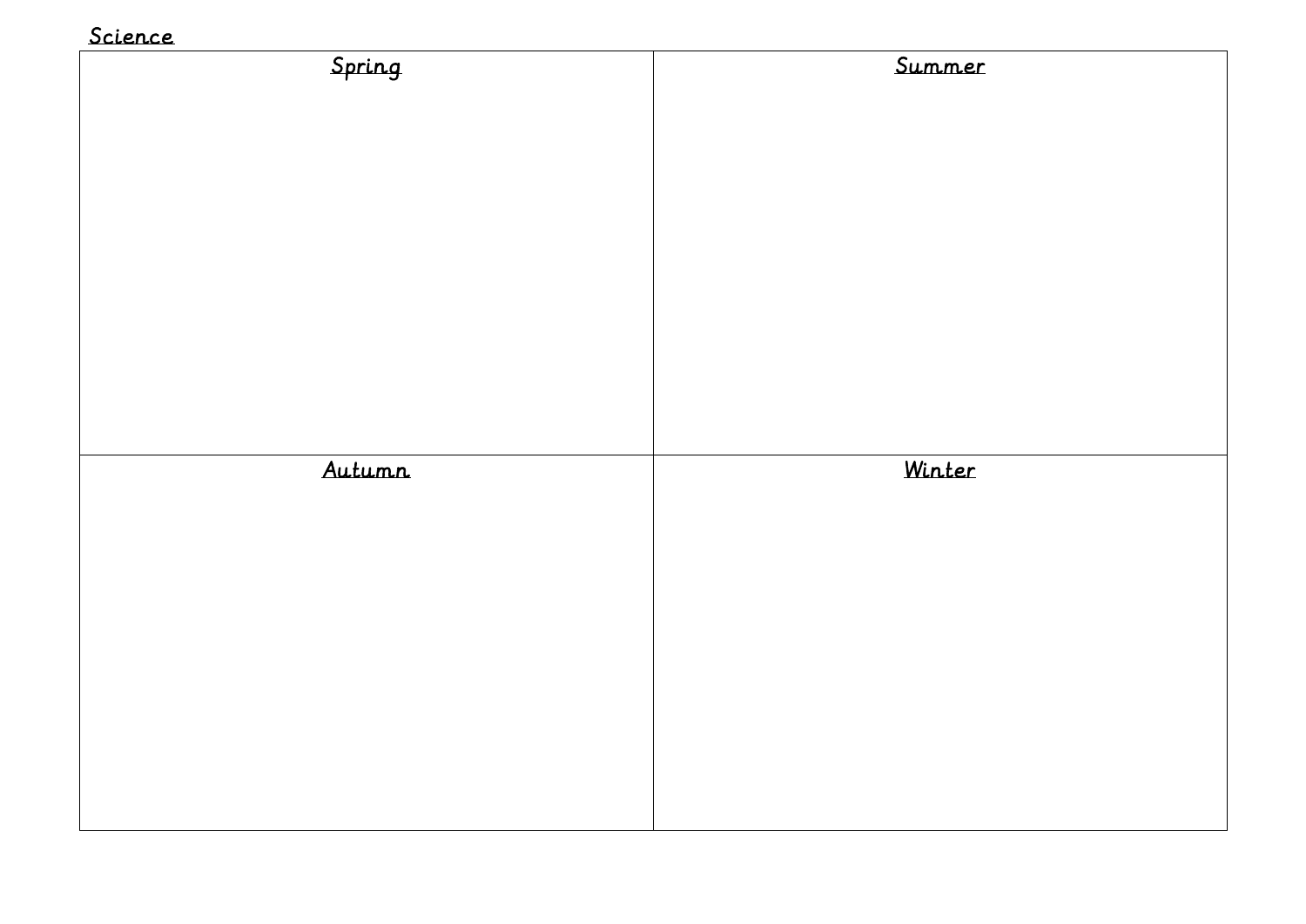**Science**

| Spring | Summer |
| --- | --- |
| | |
| **Autumn** | **Winter** |
| | |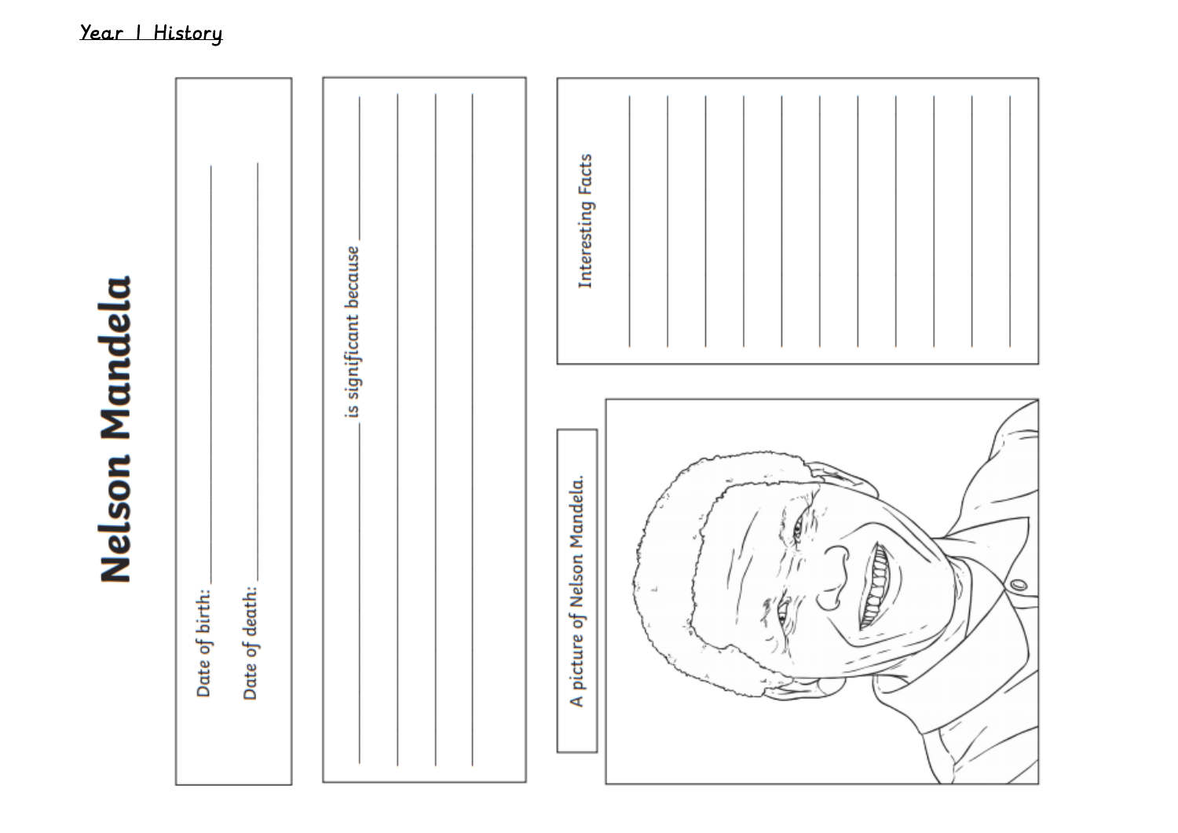Year 1 History

# Nelson Mandela

Date of birth: ____________________

Date of death: ____________________

____________________ is significant because ____________________

____________________

____________________

____________________

Interesting Facts

____________________

____________________

____________________

____________________

____________________

____________________

____________________

____________________

____________________

____________________

A picture of Nelson Mandela.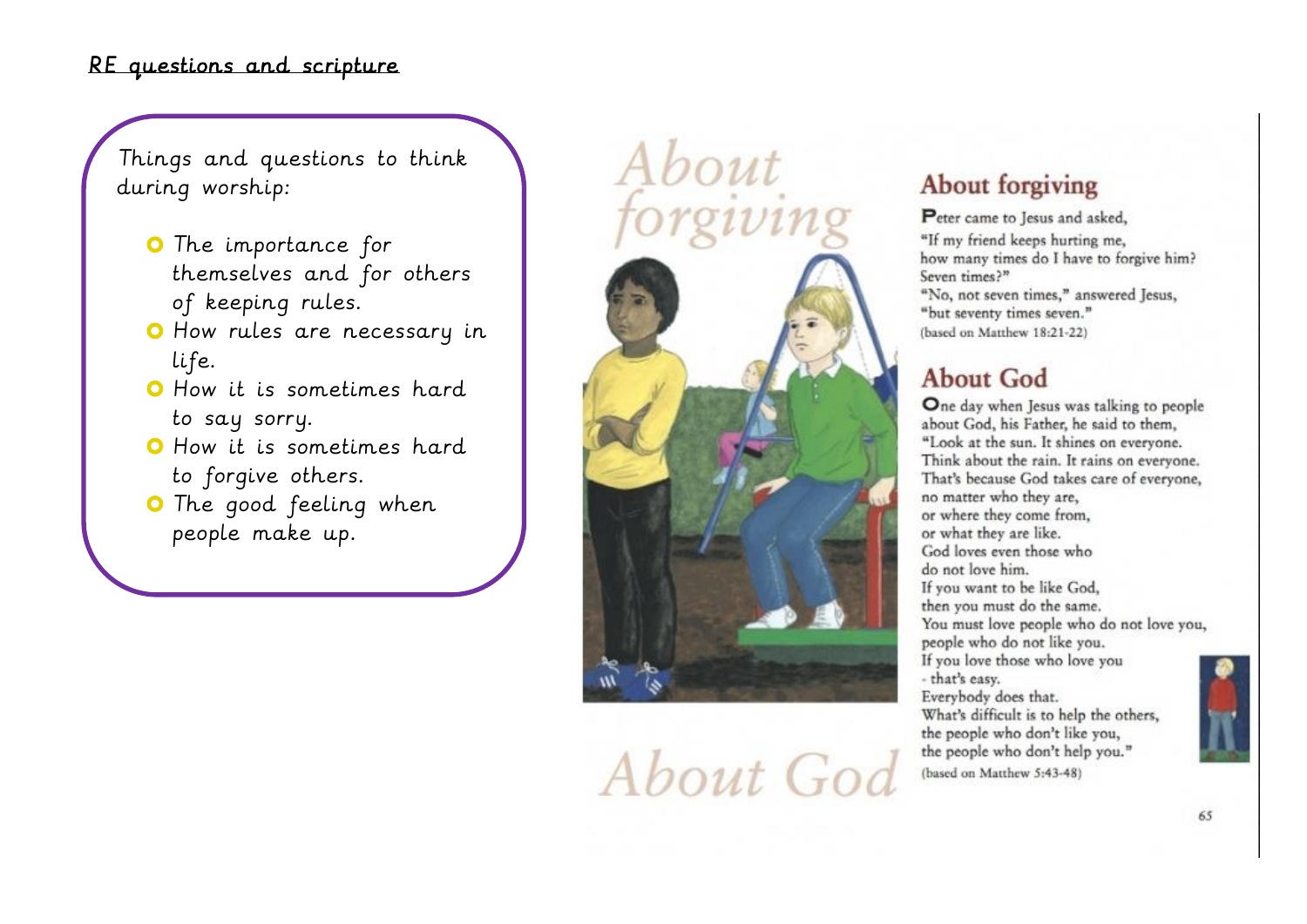## RE questions and scripture

Things and questions to think during worship:

- The importance for themselves and for others of keeping rules.
- How rules are necessary in life.
- How it is sometimes hard to say sorry.
- How it is sometimes hard to forgive others.
- The good feeling when people make up.

# About forgiving

# About God

## About forgiving

Peter came to Jesus and asked,
"If my friend keeps hurting me,
how many times do I have to forgive him?
Seven times?"
"No, not seven times," answered Jesus,
"but seventy times seven."
(based on Matthew 18:21-22)

## About God

One day when Jesus was talking to people
about God, his Father, he said to them,
"Look at the sun. It shines on everyone.
Think about the rain. It rains on everyone.
That's because God takes care of everyone,
no matter who they are,
or where they come from,
or what they are like.
God loves even those who
do not love him.
If you want to be like God,
then you must do the same.
You must love people who do not love you,
people who do not like you.
If you love those who love you
- that's easy.
Everybody does that.
What's difficult is to help the others,
the people who don't like you,
the people who don't help you."
(based on Matthew 5:43-48)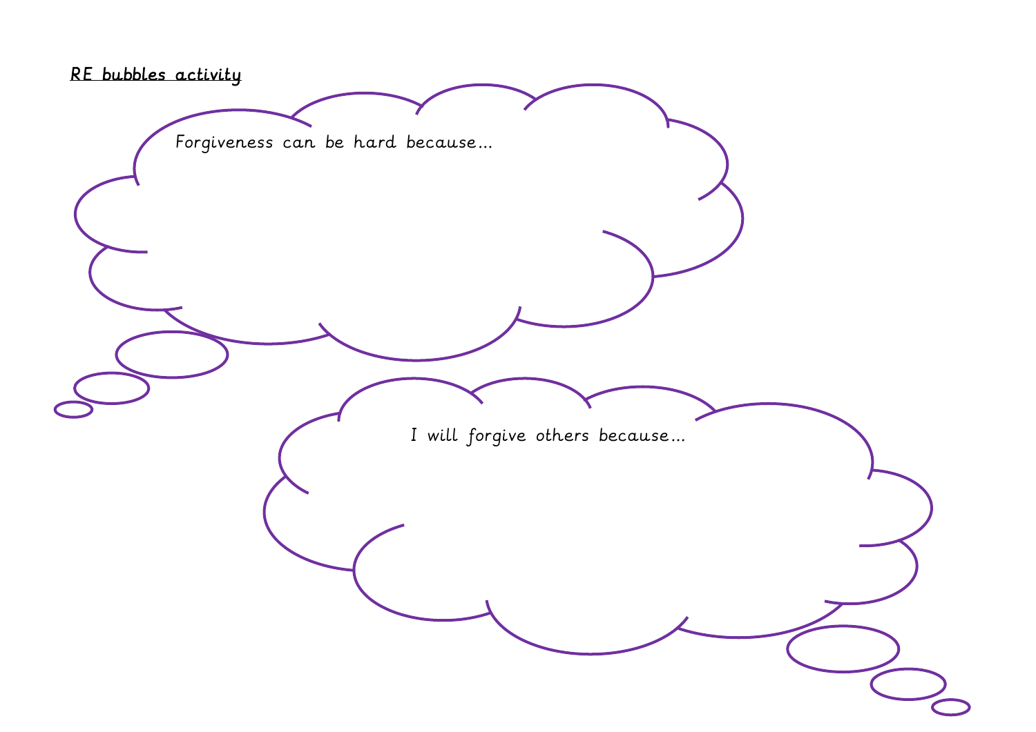**RE bubbles activity**

Forgiveness can be hard because…

I will forgive others because…